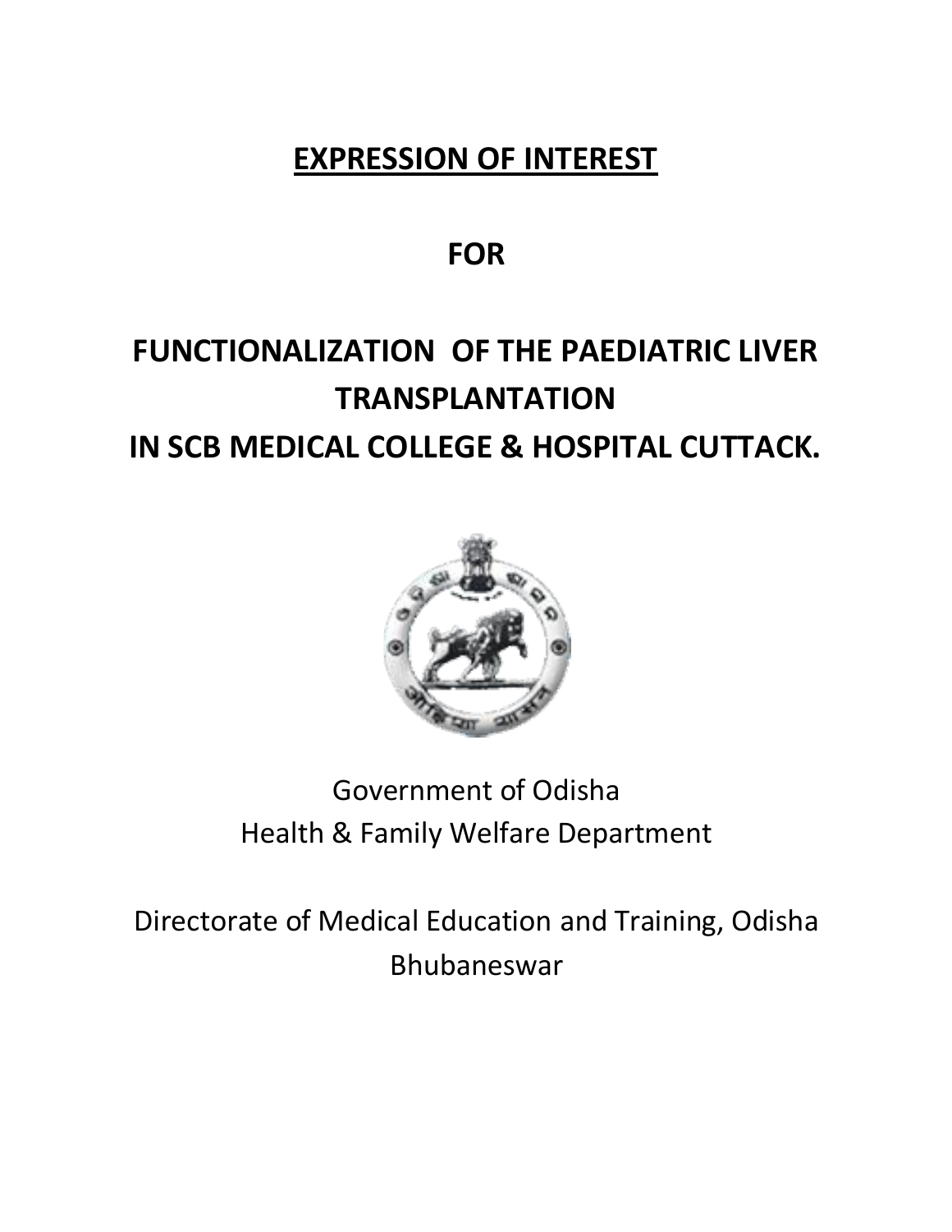# EXPRESSION OF INTEREST

# FOR

# FUNCTIONALIZATION OF THE PAEDIATRIC LIVER TRANSPLANTATION IN SCB MEDICAL COLLEGE & HOSPITAL CUTTACK.

Government of Odisha
Health & Family Welfare Department

Directorate of Medical Education and Training, Odisha
Bhubaneswar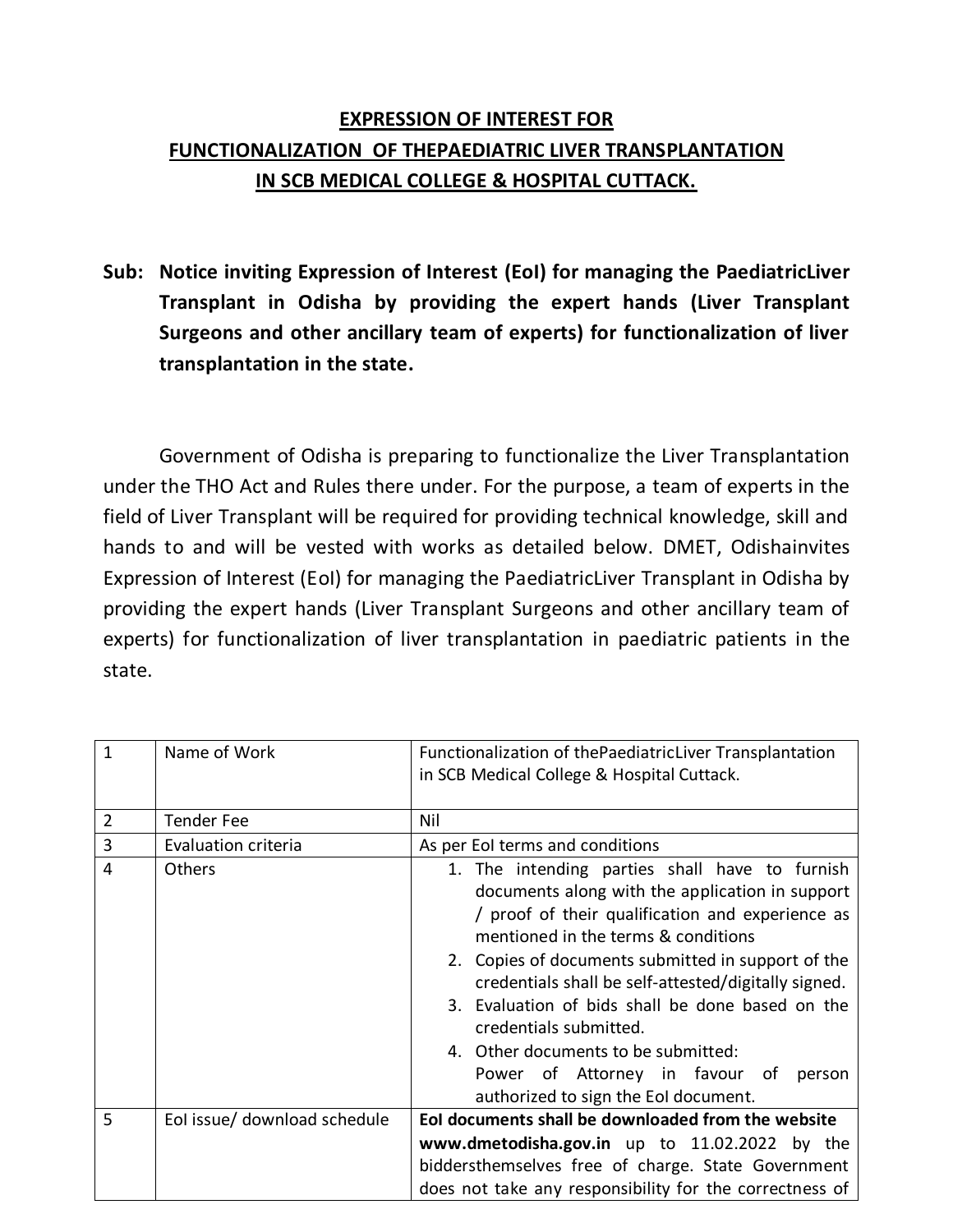**EXPRESSION OF INTEREST FOR**
**FUNCTIONALIZATION OF THEPAEDIATRIC LIVER TRANSPLANTATION**
**IN SCB MEDICAL COLLEGE & HOSPITAL CUTTACK.**

**Sub: Notice inviting Expression of Interest (EoI) for managing the PaediatricLiver Transplant in Odisha by providing the expert hands (Liver Transplant Surgeons and other ancillary team of experts) for functionalization of liver transplantation in the state.**

Government of Odisha is preparing to functionalize the Liver Transplantation under the THO Act and Rules there under. For the purpose, a team of experts in the field of Liver Transplant will be required for providing technical knowledge, skill and hands to and will be vested with works as detailed below. DMET, Odishainvites Expression of Interest (EoI) for managing the PaediatricLiver Transplant in Odisha by providing the expert hands (Liver Transplant Surgeons and other ancillary team of experts) for functionalization of liver transplantation in paediatric patients in the state.

| 1 | Name of Work | Functionalization of thePaediatricLiver Transplantation in SCB Medical College & Hospital Cuttack. |
|---|---|---|
| 2 | Tender Fee | Nil |
| 3 | Evaluation criteria | As per EoI terms and conditions |
| 4 | Others | 1. The intending parties shall have to furnish documents along with the application in support / proof of their qualification and experience as mentioned in the terms & conditions<br>2. Copies of documents submitted in support of the credentials shall be self-attested/digitally signed.<br>3. Evaluation of bids shall be done based on the credentials submitted.<br>4. Other documents to be submitted: Power of Attorney in favour of person authorized to sign the EoI document. |
| 5 | EoI issue/ download schedule | **EoI documents shall be downloaded from the website www.dmetodisha.gov.in** up to 11.02.2022 by the biddersthemselves free of charge. State Government does not take any responsibility for the correctness of |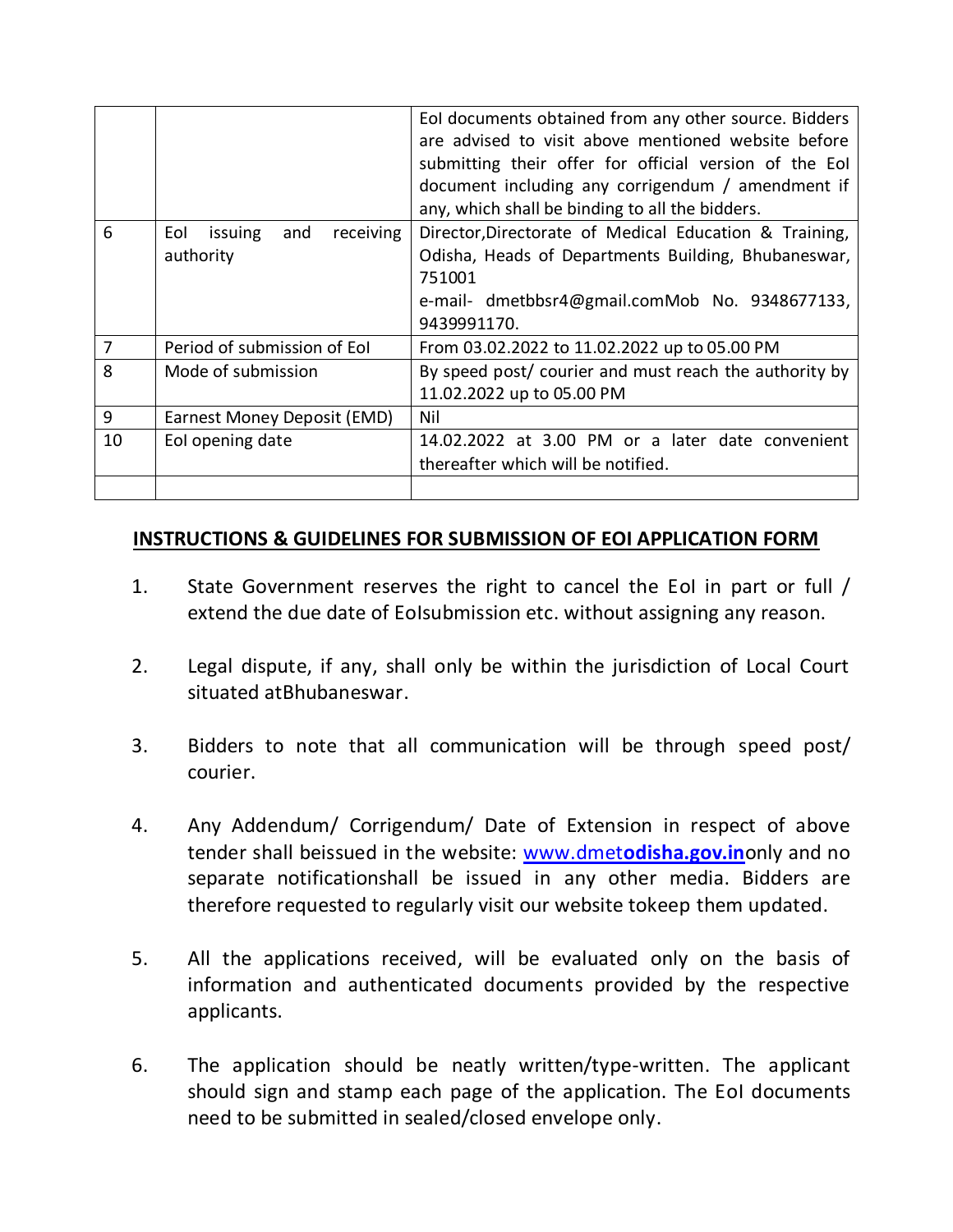| | | |
|---|---|---|
| | | EoI documents obtained from any other source. Bidders are advised to visit above mentioned website before submitting their offer for official version of the EoI document including any corrigendum / amendment if any, which shall be binding to all the bidders. |
| 6 | EoI issuing and receiving authority | Director,Directorate of Medical Education & Training, Odisha, Heads of Departments Building, Bhubaneswar, 751001<br>e-mail- dmetbbsr4@gmail.comMob No. 9348677133, 9439991170. |
| 7 | Period of submission of EoI | From 03.02.2022 to 11.02.2022 up to 05.00 PM |
| 8 | Mode of submission | By speed post/ courier and must reach the authority by 11.02.2022 up to 05.00 PM |
| 9 | Earnest Money Deposit (EMD) | Nil |
| 10 | EoI opening date | 14.02.2022 at 3.00 PM or a later date convenient thereafter which will be notified. |
| | | |

## INSTRUCTIONS & GUIDELINES FOR SUBMISSION OF EOI APPLICATION FORM

1. State Government reserves the right to cancel the EoI in part or full / extend the due date of EoIsubmission etc. without assigning any reason.

2. Legal dispute, if any, shall only be within the jurisdiction of Local Court situated atBhubaneswar.

3. Bidders to note that all communication will be through speed post/ courier.

4. Any Addendum/ Corrigendum/ Date of Extension in respect of above tender shall beissued in the website: www.dmet**odisha.gov.in**only and no separate notificationshall be issued in any other media. Bidders are therefore requested to regularly visit our website tokeep them updated.

5. All the applications received, will be evaluated only on the basis of information and authenticated documents provided by the respective applicants.

6. The application should be neatly written/type-written. The applicant should sign and stamp each page of the application. The EoI documents need to be submitted in sealed/closed envelope only.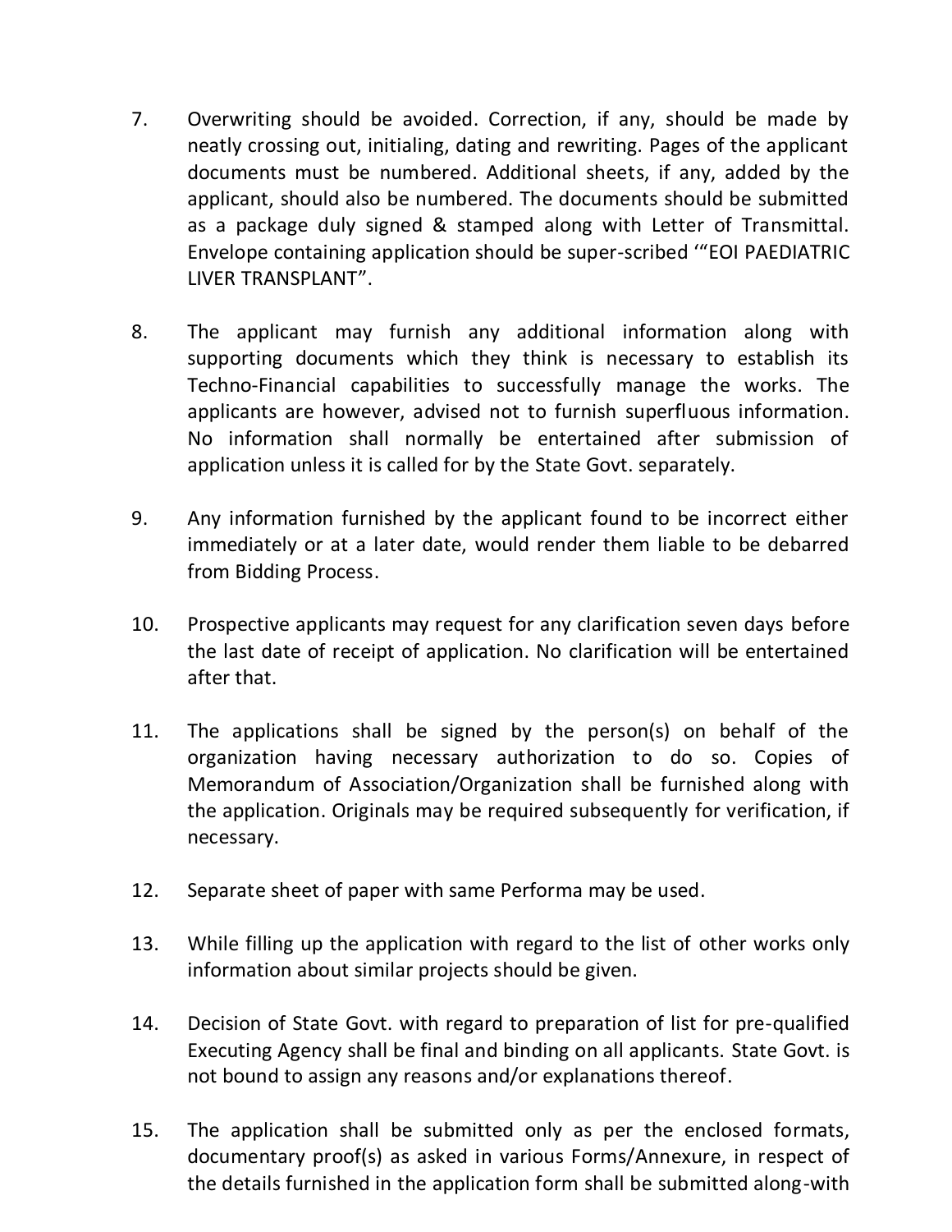7. Overwriting should be avoided. Correction, if any, should be made by neatly crossing out, initialing, dating and rewriting. Pages of the applicant documents must be numbered. Additional sheets, if any, added by the applicant, should also be numbered. The documents should be submitted as a package duly signed & stamped along with Letter of Transmittal. Envelope containing application should be super-scribed '"EOI PAEDIATRIC LIVER TRANSPLANT".

8. The applicant may furnish any additional information along with supporting documents which they think is necessary to establish its Techno-Financial capabilities to successfully manage the works. The applicants are however, advised not to furnish superfluous information. No information shall normally be entertained after submission of application unless it is called for by the State Govt. separately.

9. Any information furnished by the applicant found to be incorrect either immediately or at a later date, would render them liable to be debarred from Bidding Process.

10. Prospective applicants may request for any clarification seven days before the last date of receipt of application. No clarification will be entertained after that.

11. The applications shall be signed by the person(s) on behalf of the organization having necessary authorization to do so. Copies of Memorandum of Association/Organization shall be furnished along with the application. Originals may be required subsequently for verification, if necessary.

12. Separate sheet of paper with same Performa may be used.

13. While filling up the application with regard to the list of other works only information about similar projects should be given.

14. Decision of State Govt. with regard to preparation of list for pre-qualified Executing Agency shall be final and binding on all applicants. State Govt. is not bound to assign any reasons and/or explanations thereof.

15. The application shall be submitted only as per the enclosed formats, documentary proof(s) as asked in various Forms/Annexure, in respect of the details furnished in the application form shall be submitted along-with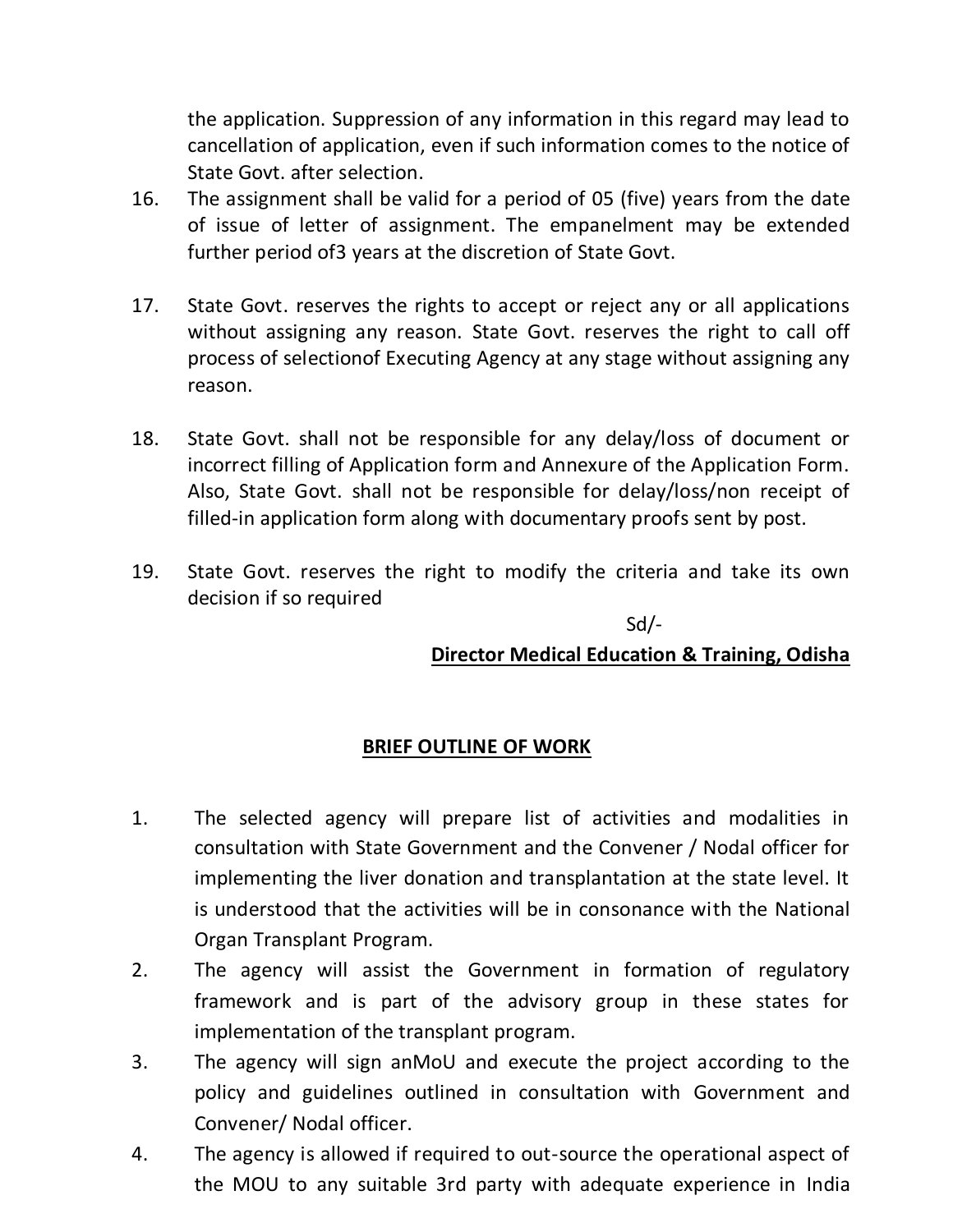the application. Suppression of any information in this regard may lead to cancellation of application, even if such information comes to the notice of State Govt. after selection.

16. The assignment shall be valid for a period of 05 (five) years from the date of issue of letter of assignment. The empanelment may be extended further period of3 years at the discretion of State Govt.

17. State Govt. reserves the rights to accept or reject any or all applications without assigning any reason. State Govt. reserves the right to call off process of selectionof Executing Agency at any stage without assigning any reason.

18. State Govt. shall not be responsible for any delay/loss of document or incorrect filling of Application form and Annexure of the Application Form. Also, State Govt. shall not be responsible for delay/loss/non receipt of filled-in application form along with documentary proofs sent by post.

19. State Govt. reserves the right to modify the criteria and take its own decision if so required

Sd/-

**Director Medical Education & Training, Odisha**

## BRIEF OUTLINE OF WORK

1. The selected agency will prepare list of activities and modalities in consultation with State Government and the Convener / Nodal officer for implementing the liver donation and transplantation at the state level. It is understood that the activities will be in consonance with the National Organ Transplant Program.
2. The agency will assist the Government in formation of regulatory framework and is part of the advisory group in these states for implementation of the transplant program.
3. The agency will sign anMoU and execute the project according to the policy and guidelines outlined in consultation with Government and Convener/ Nodal officer.
4. The agency is allowed if required to out-source the operational aspect of the MOU to any suitable 3rd party with adequate experience in India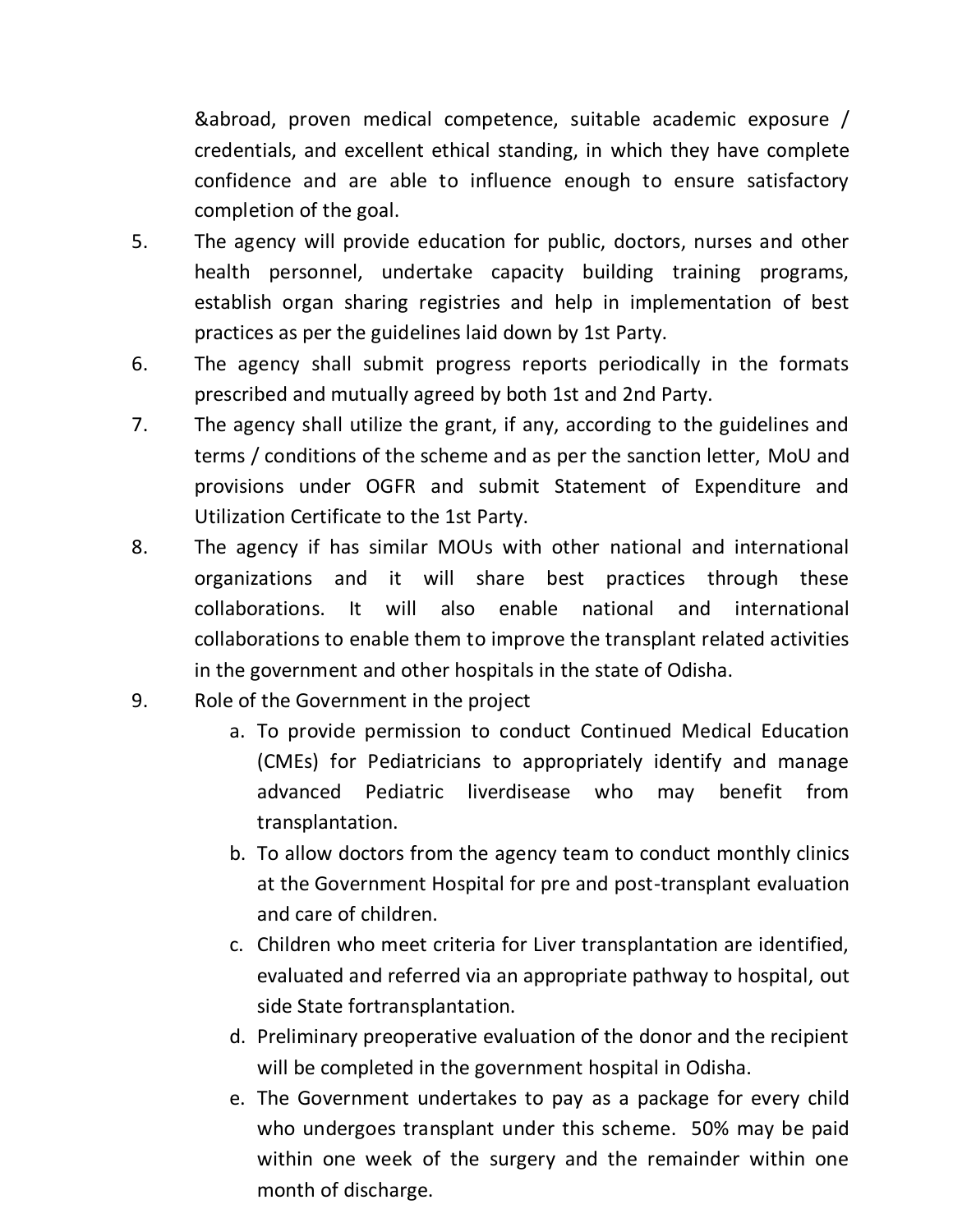&abroad, proven medical competence, suitable academic exposure / credentials, and excellent ethical standing, in which they have complete confidence and are able to influence enough to ensure satisfactory completion of the goal.

5. The agency will provide education for public, doctors, nurses and other health personnel, undertake capacity building training programs, establish organ sharing registries and help in implementation of best practices as per the guidelines laid down by 1st Party.
6. The agency shall submit progress reports periodically in the formats prescribed and mutually agreed by both 1st and 2nd Party.
7. The agency shall utilize the grant, if any, according to the guidelines and terms / conditions of the scheme and as per the sanction letter, MoU and provisions under OGFR and submit Statement of Expenditure and Utilization Certificate to the 1st Party.
8. The agency if has similar MOUs with other national and international organizations and it will share best practices through these collaborations. It will also enable national and international collaborations to enable them to improve the transplant related activities in the government and other hospitals in the state of Odisha.
9. Role of the Government in the project
   a. To provide permission to conduct Continued Medical Education (CMEs) for Pediatricians to appropriately identify and manage advanced Pediatric liverdisease who may benefit from transplantation.
   b. To allow doctors from the agency team to conduct monthly clinics at the Government Hospital for pre and post-transplant evaluation and care of children.
   c. Children who meet criteria for Liver transplantation are identified, evaluated and referred via an appropriate pathway to hospital, out side State fortransplantation.
   d. Preliminary preoperative evaluation of the donor and the recipient will be completed in the government hospital in Odisha.
   e. The Government undertakes to pay as a package for every child who undergoes transplant under this scheme. 50% may be paid within one week of the surgery and the remainder within one month of discharge.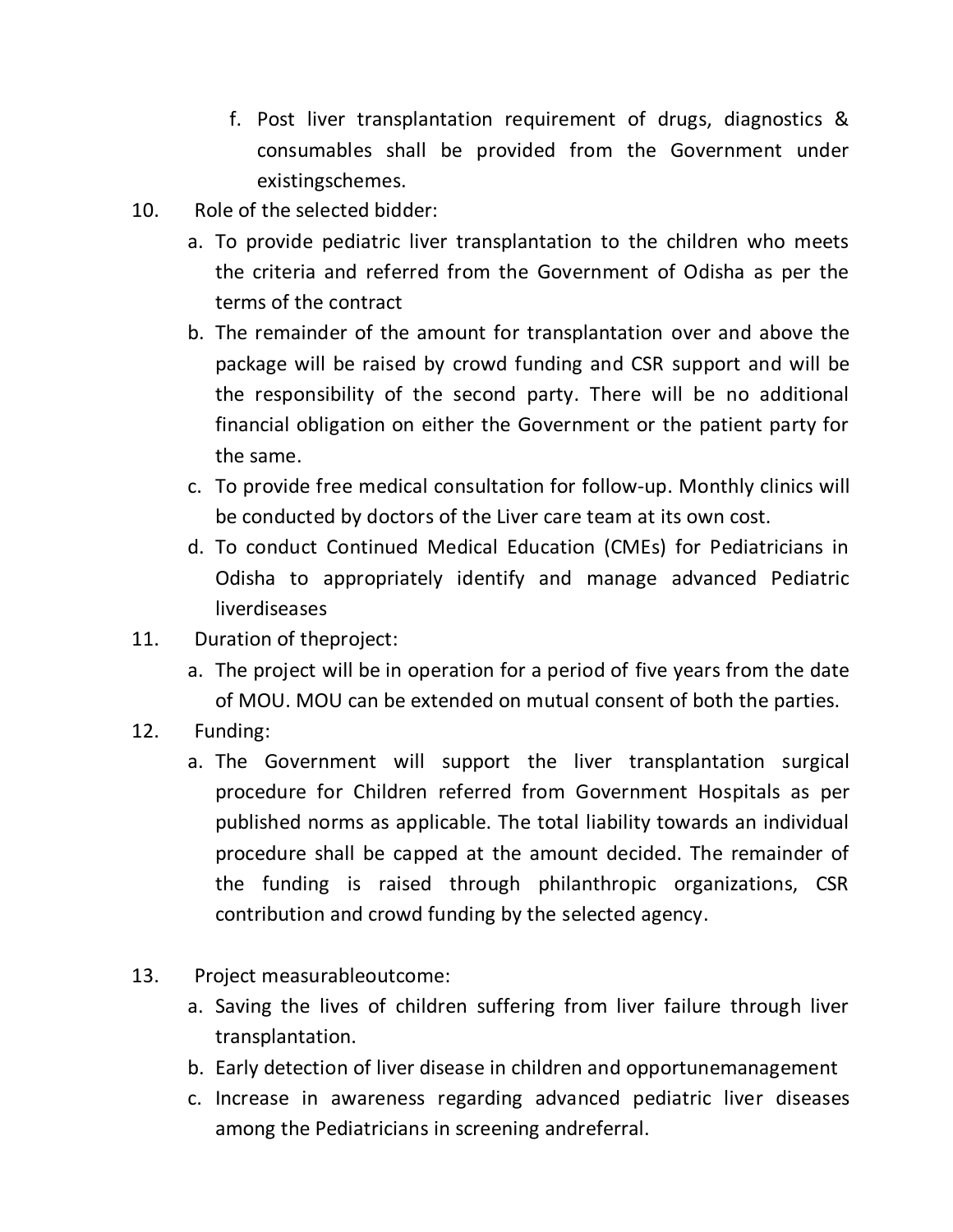f. Post liver transplantation requirement of drugs, diagnostics & consumables shall be provided from the Government under existingschemes.

10. Role of the selected bidder:
    a. To provide pediatric liver transplantation to the children who meets the criteria and referred from the Government of Odisha as per the terms of the contract
    b. The remainder of the amount for transplantation over and above the package will be raised by crowd funding and CSR support and will be the responsibility of the second party. There will be no additional financial obligation on either the Government or the patient party for the same.
    c. To provide free medical consultation for follow-up. Monthly clinics will be conducted by doctors of the Liver care team at its own cost.
    d. To conduct Continued Medical Education (CMEs) for Pediatricians in Odisha to appropriately identify and manage advanced Pediatric liverdiseases

11. Duration of theproject:
    a. The project will be in operation for a period of five years from the date of MOU. MOU can be extended on mutual consent of both the parties.

12. Funding:
    a. The Government will support the liver transplantation surgical procedure for Children referred from Government Hospitals as per published norms as applicable. The total liability towards an individual procedure shall be capped at the amount decided. The remainder of the funding is raised through philanthropic organizations, CSR contribution and crowd funding by the selected agency.

13. Project measurableoutcome:
    a. Saving the lives of children suffering from liver failure through liver transplantation.
    b. Early detection of liver disease in children and opportunemanagement
    c. Increase in awareness regarding advanced pediatric liver diseases among the Pediatricians in screening andreferral.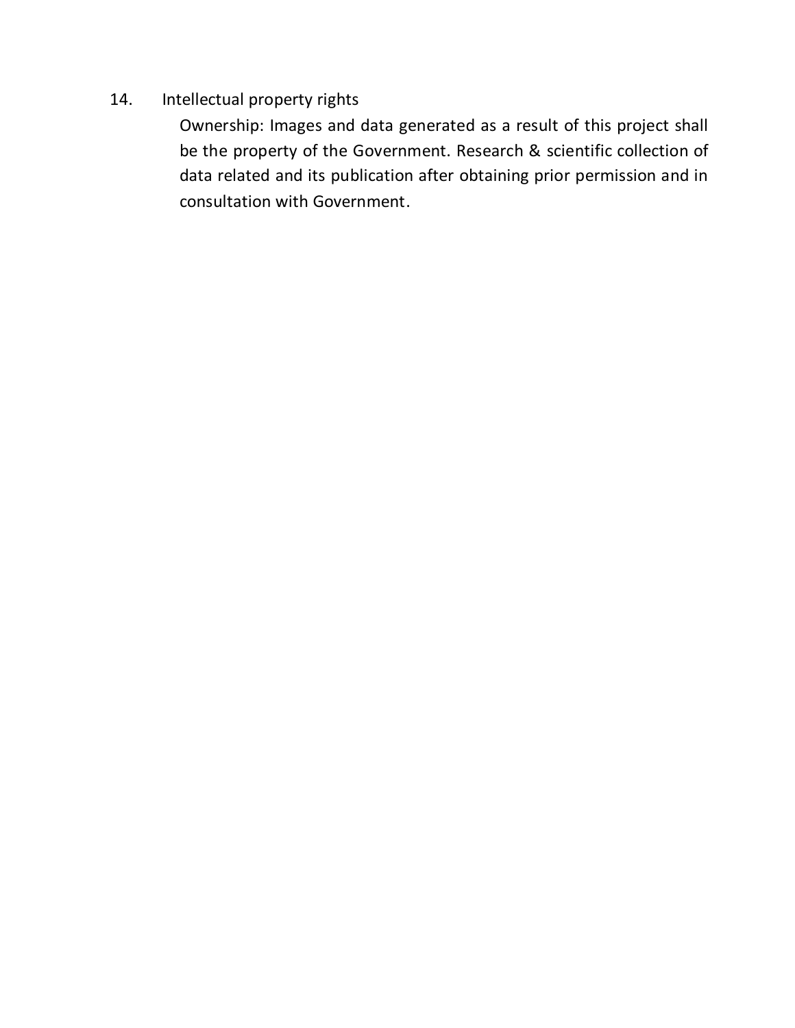14. Intellectual property rights

Ownership: Images and data generated as a result of this project shall be the property of the Government. Research & scientific collection of data related and its publication after obtaining prior permission and in consultation with Government.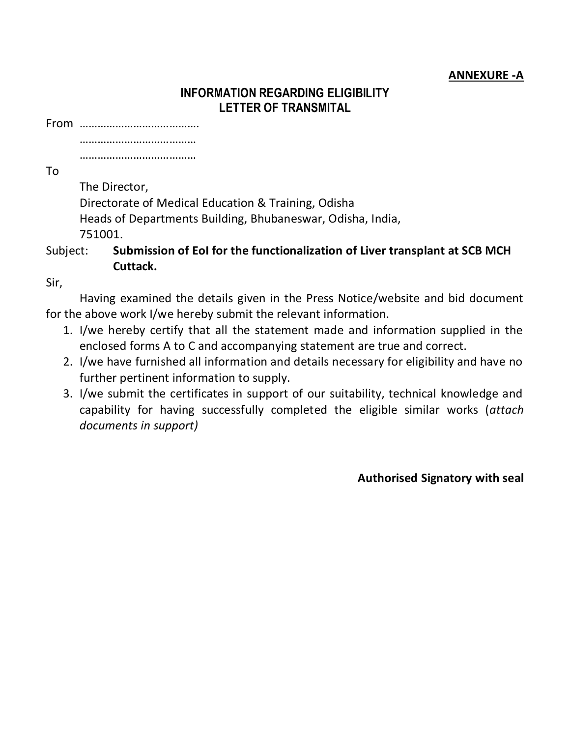**ANNEXURE -A**

## INFORMATION REGARDING ELIGIBILITY
## LETTER OF TRANSMITAL

From …………………………………

…………………………………

…………………………………

To

The Director,
Directorate of Medical Education & Training, Odisha
Heads of Departments Building, Bhubaneswar, Odisha, India,
751001.

Subject: **Submission of EoI for the functionalization of Liver transplant at SCB MCH Cuttack.**

Sir,

Having examined the details given in the Press Notice/website and bid document for the above work I/we hereby submit the relevant information.

1. I/we hereby certify that all the statement made and information supplied in the enclosed forms A to C and accompanying statement are true and correct.
2. I/we have furnished all information and details necessary for eligibility and have no further pertinent information to supply.
3. I/we submit the certificates in support of our suitability, technical knowledge and capability for having successfully completed the eligible similar works (*attach documents in support)*

**Authorised Signatory with seal**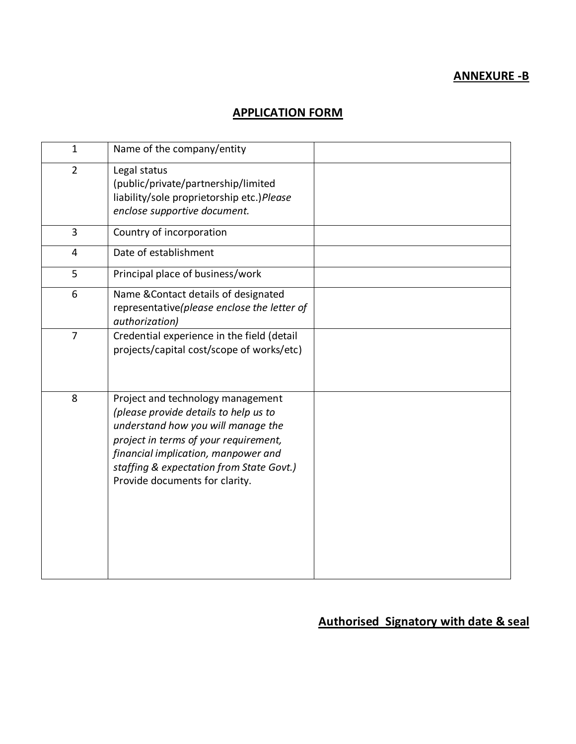**ANNEXURE -B**

## APPLICATION FORM

| | | |
|---|---|---|
| 1 | Name of the company/entity | |
| 2 | Legal status (public/private/partnership/limited liability/sole proprietorship etc.)*Please enclose supportive document.* | |
| 3 | Country of incorporation | |
| 4 | Date of establishment | |
| 5 | Principal place of business/work | |
| 6 | Name &Contact details of designated representative*(please enclose the letter of authorization)* | |
| 7 | Credential experience in the field (detail projects/capital cost/scope of works/etc) | |
| 8 | Project and technology management *(please provide details to help us to understand how you will manage the project in terms of your requirement, financial implication, manpower and staffing & expectation from State Govt.)* Provide documents for clarity. | |

**Authorised Signatory with date & seal**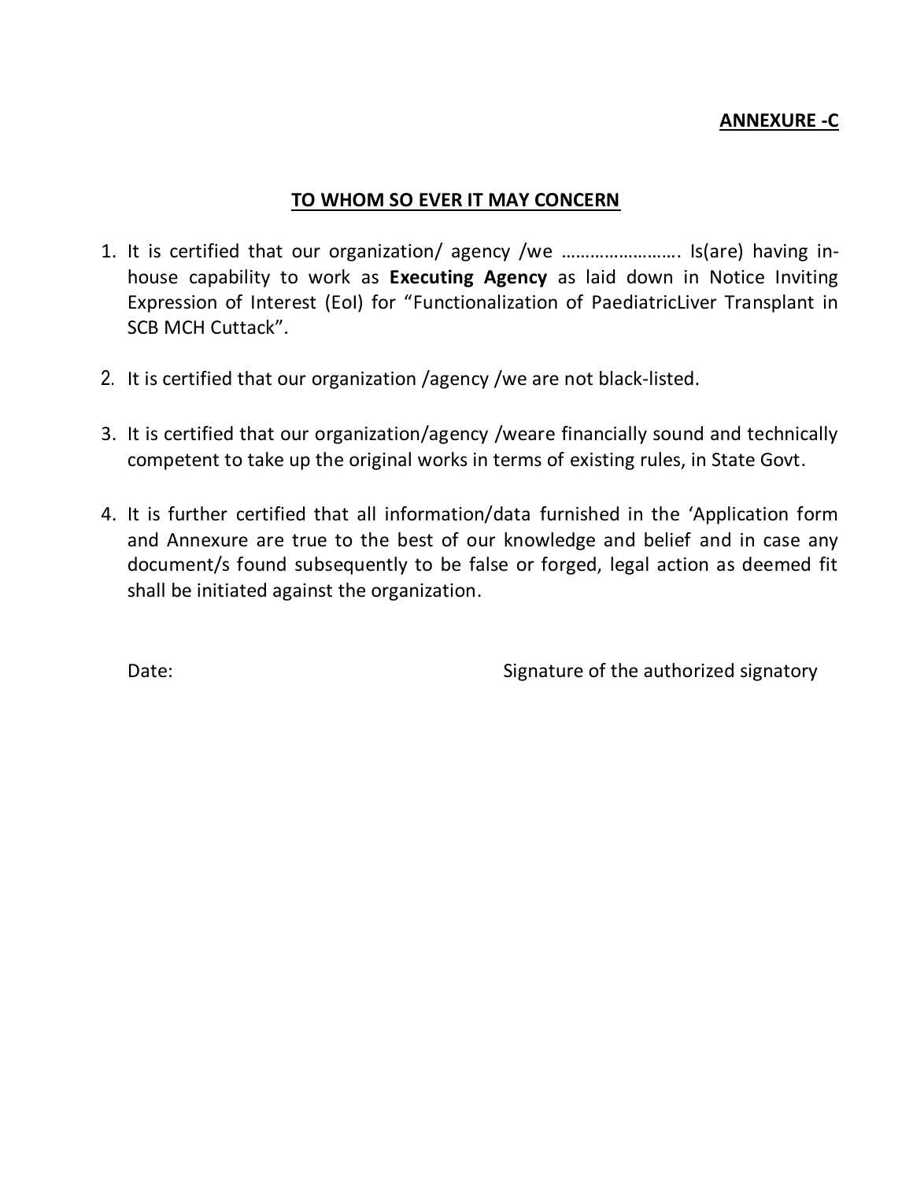**ANNEXURE -C**

**TO WHOM SO EVER IT MAY CONCERN**

1. It is certified that our organization/ agency /we ……………………. Is(are) having in-house capability to work as **Executing Agency** as laid down in Notice Inviting Expression of Interest (EoI) for "Functionalization of PaediatricLiver Transplant in SCB MCH Cuttack".

2. It is certified that our organization /agency /we are not black-listed.

3. It is certified that our organization/agency /weare financially sound and technically competent to take up the original works in terms of existing rules, in State Govt.

4. It is further certified that all information/data furnished in the 'Application form and Annexure are true to the best of our knowledge and belief and in case any document/s found subsequently to be false or forged, legal action as deemed fit shall be initiated against the organization.

Date: Signature of the authorized signatory